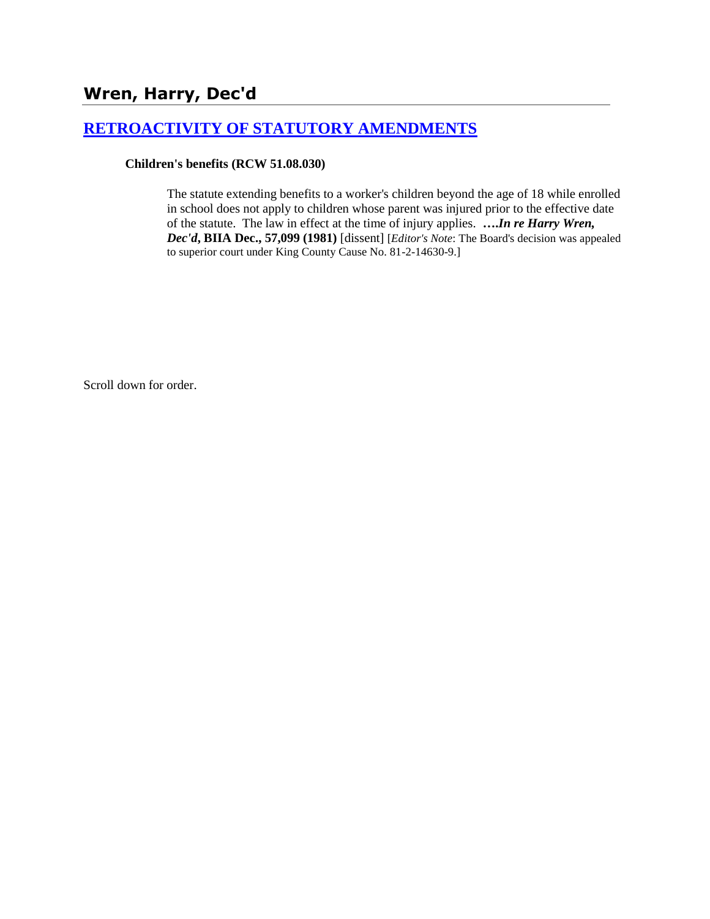# Wren, Harry, Dec'd

## [RETROACTIVITY OF STATUTORY AMENDMENTS]

**Children's benefits (RCW 51.08.030)**

The statute extending benefits to a worker's children beyond the age of 18 while enrolled in school does not apply to children whose parent was injured prior to the effective date of the statute. The law in effect at the time of injury applies. ***….In re Harry Wren, Dec'd*, BIIA Dec., 57,099 (1981)** [dissent] [*Editor's Note*: The Board's decision was appealed to superior court under King County Cause No. 81-2-14630-9.]

Scroll down for order.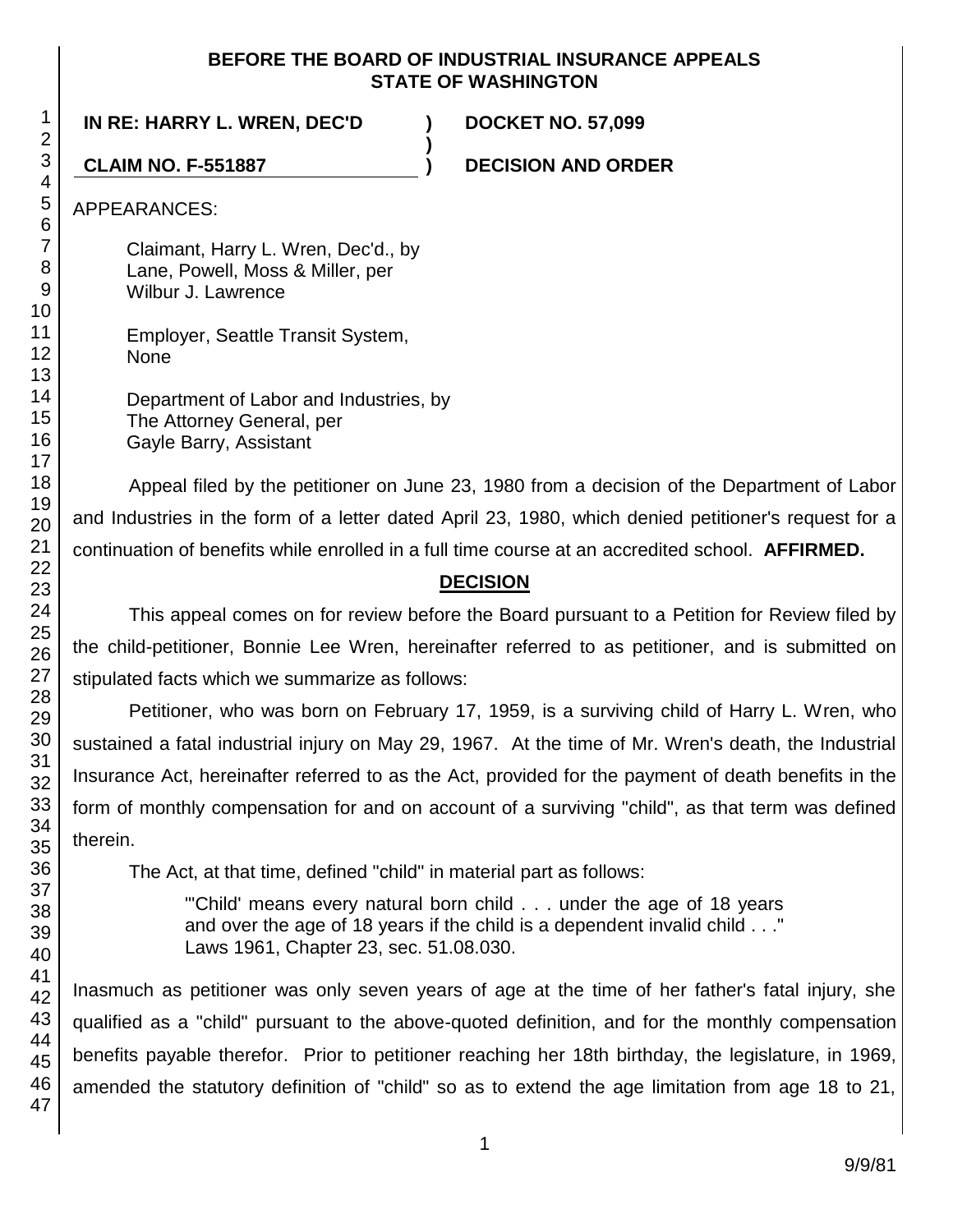**BEFORE THE BOARD OF INDUSTRIAL INSURANCE APPEALS**
**STATE OF WASHINGTON**

**IN RE: HARRY L. WREN, DEC'D** ) **DOCKET NO. 57,099**
)
**CLAIM NO. F-551887** ) **DECISION AND ORDER**

APPEARANCES:

Claimant, Harry L. Wren, Dec'd., by
Lane, Powell, Moss & Miller, per
Wilbur J. Lawrence

Employer, Seattle Transit System,
None

Department of Labor and Industries, by
The Attorney General, per
Gayle Barry, Assistant

Appeal filed by the petitioner on June 23, 1980 from a decision of the Department of Labor and Industries in the form of a letter dated April 23, 1980, which denied petitioner's request for a continuation of benefits while enrolled in a full time course at an accredited school. **AFFIRMED.**

## DECISION

This appeal comes on for review before the Board pursuant to a Petition for Review filed by the child-petitioner, Bonnie Lee Wren, hereinafter referred to as petitioner, and is submitted on stipulated facts which we summarize as follows:

Petitioner, who was born on February 17, 1959, is a surviving child of Harry L. Wren, who sustained a fatal industrial injury on May 29, 1967. At the time of Mr. Wren's death, the Industrial Insurance Act, hereinafter referred to as the Act, provided for the payment of death benefits in the form of monthly compensation for and on account of a surviving "child", as that term was defined therein.

The Act, at that time, defined "child" in material part as follows:

> "'Child' means every natural born child . . . under the age of 18 years and over the age of 18 years if the child is a dependent invalid child . . ." Laws 1961, Chapter 23, sec. 51.08.030.

Inasmuch as petitioner was only seven years of age at the time of her father's fatal injury, she qualified as a "child" pursuant to the above-quoted definition, and for the monthly compensation benefits payable therefor. Prior to petitioner reaching her 18th birthday, the legislature, in 1969, amended the statutory definition of "child" so as to extend the age limitation from age 18 to 21,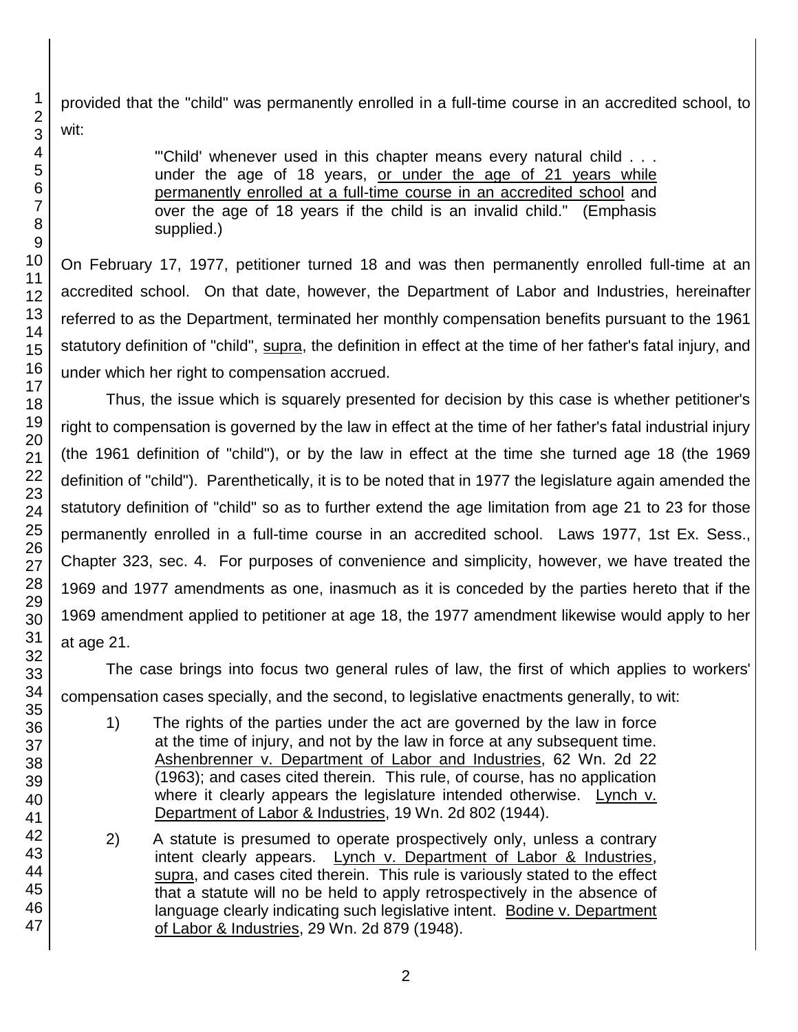provided that the "child" was permanently enrolled in a full-time course in an accredited school, to wit:

> "'Child' whenever used in this chapter means every natural child . . . under the age of 18 years, <u>or under the age of 21 years while permanently enrolled at a full-time course in an accredited school</u> and over the age of 18 years if the child is an invalid child." (Emphasis supplied.)

On February 17, 1977, petitioner turned 18 and was then permanently enrolled full-time at an accredited school. On that date, however, the Department of Labor and Industries, hereinafter referred to as the Department, terminated her monthly compensation benefits pursuant to the 1961 statutory definition of "child", <u>supra</u>, the definition in effect at the time of her father's fatal injury, and under which her right to compensation accrued.

Thus, the issue which is squarely presented for decision by this case is whether petitioner's right to compensation is governed by the law in effect at the time of her father's fatal industrial injury (the 1961 definition of "child"), or by the law in effect at the time she turned age 18 (the 1969 definition of "child"). Parenthetically, it is to be noted that in 1977 the legislature again amended the statutory definition of "child" so as to further extend the age limitation from age 21 to 23 for those permanently enrolled in a full-time course in an accredited school. Laws 1977, 1st Ex. Sess., Chapter 323, sec. 4. For purposes of convenience and simplicity, however, we have treated the 1969 and 1977 amendments as one, inasmuch as it is conceded by the parties hereto that if the 1969 amendment applied to petitioner at age 18, the 1977 amendment likewise would apply to her at age 21.

The case brings into focus two general rules of law, the first of which applies to workers' compensation cases specially, and the second, to legislative enactments generally, to wit:

> 1) The rights of the parties under the act are governed by the law in force at the time of injury, and not by the law in force at any subsequent time. <u>Ashenbrenner v. Department of Labor and Industries</u>, 62 Wn. 2d 22 (1963); and cases cited therein. This rule, of course, has no application where it clearly appears the legislature intended otherwise. <u>Lynch v. Department of Labor & Industries</u>, 19 Wn. 2d 802 (1944).
>
> 2) A statute is presumed to operate prospectively only, unless a contrary intent clearly appears. <u>Lynch v. Department of Labor & Industries</u>, <u>supra</u>, and cases cited therein. This rule is variously stated to the effect that a statute will no be held to apply retrospectively in the absence of language clearly indicating such legislative intent. <u>Bodine v. Department of Labor & Industries</u>, 29 Wn. 2d 879 (1948).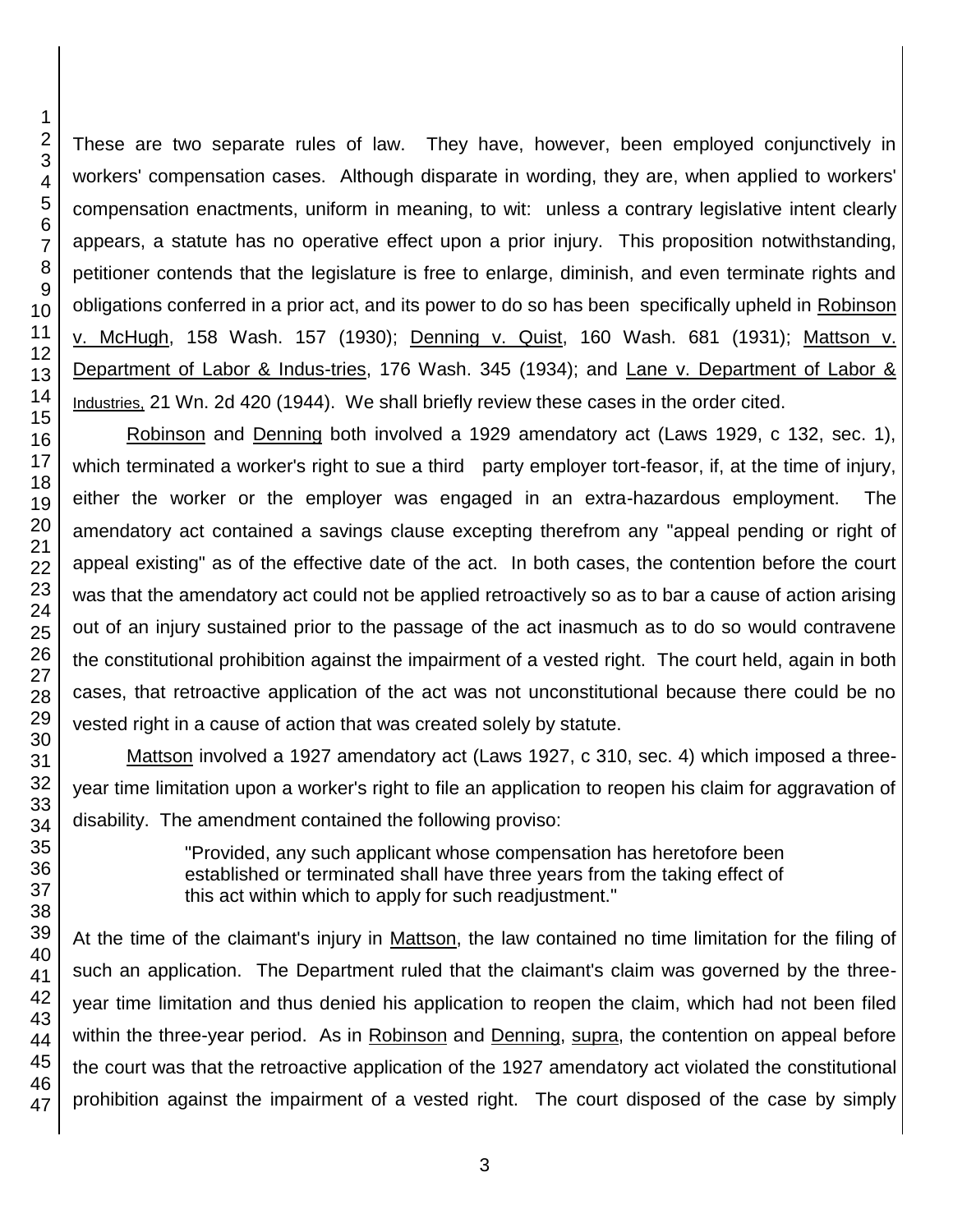These are two separate rules of law. They have, however, been employed conjunctively in workers' compensation cases. Although disparate in wording, they are, when applied to workers' compensation enactments, uniform in meaning, to wit: unless a contrary legislative intent clearly appears, a statute has no operative effect upon a prior injury. This proposition notwithstanding, petitioner contends that the legislature is free to enlarge, diminish, and even terminate rights and obligations conferred in a prior act, and its power to do so has been specifically upheld in Robinson v. McHugh, 158 Wash. 157 (1930); Denning v. Quist, 160 Wash. 681 (1931); Mattson v. Department of Labor & Indus-tries, 176 Wash. 345 (1934); and Lane v. Department of Labor & Industries, 21 Wn. 2d 420 (1944). We shall briefly review these cases in the order cited.

Robinson and Denning both involved a 1929 amendatory act (Laws 1929, c 132, sec. 1), which terminated a worker's right to sue a third party employer tort-feasor, if, at the time of injury, either the worker or the employer was engaged in an extra-hazardous employment. The amendatory act contained a savings clause excepting therefrom any "appeal pending or right of appeal existing" as of the effective date of the act. In both cases, the contention before the court was that the amendatory act could not be applied retroactively so as to bar a cause of action arising out of an injury sustained prior to the passage of the act inasmuch as to do so would contravene the constitutional prohibition against the impairment of a vested right. The court held, again in both cases, that retroactive application of the act was not unconstitutional because there could be no vested right in a cause of action that was created solely by statute.

Mattson involved a 1927 amendatory act (Laws 1927, c 310, sec. 4) which imposed a three-year time limitation upon a worker's right to file an application to reopen his claim for aggravation of disability. The amendment contained the following proviso:

> "Provided, any such applicant whose compensation has heretofore been established or terminated shall have three years from the taking effect of this act within which to apply for such readjustment."

At the time of the claimant's injury in Mattson, the law contained no time limitation for the filing of such an application. The Department ruled that the claimant's claim was governed by the three-year time limitation and thus denied his application to reopen the claim, which had not been filed within the three-year period. As in Robinson and Denning, supra, the contention on appeal before the court was that the retroactive application of the 1927 amendatory act violated the constitutional prohibition against the impairment of a vested right. The court disposed of the case by simply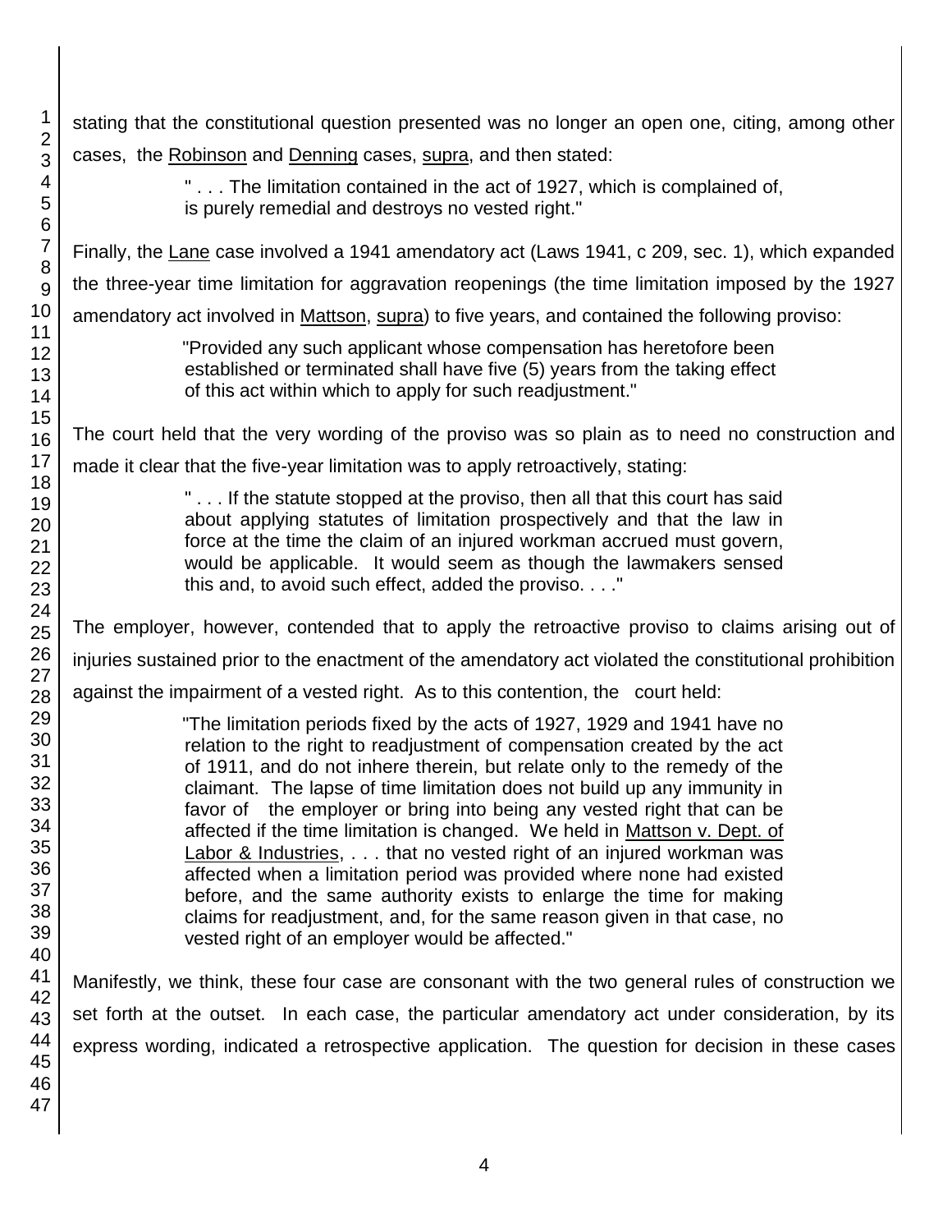stating that the constitutional question presented was no longer an open one, citing, among other cases, the Robinson and Denning cases, supra, and then stated:

> " . . . The limitation contained in the act of 1927, which is complained of, is purely remedial and destroys no vested right."

Finally, the Lane case involved a 1941 amendatory act (Laws 1941, c 209, sec. 1), which expanded the three-year time limitation for aggravation reopenings (the time limitation imposed by the 1927 amendatory act involved in Mattson, supra) to five years, and contained the following proviso:

> "Provided any such applicant whose compensation has heretofore been established or terminated shall have five (5) years from the taking effect of this act within which to apply for such readjustment."

The court held that the very wording of the proviso was so plain as to need no construction and made it clear that the five-year limitation was to apply retroactively, stating:

> " . . . If the statute stopped at the proviso, then all that this court has said about applying statutes of limitation prospectively and that the law in force at the time the claim of an injured workman accrued must govern, would be applicable. It would seem as though the lawmakers sensed this and, to avoid such effect, added the proviso. . . ."

The employer, however, contended that to apply the retroactive proviso to claims arising out of injuries sustained prior to the enactment of the amendatory act violated the constitutional prohibition against the impairment of a vested right. As to this contention, the court held:

> "The limitation periods fixed by the acts of 1927, 1929 and 1941 have no relation to the right to readjustment of compensation created by the act of 1911, and do not inhere therein, but relate only to the remedy of the claimant. The lapse of time limitation does not build up any immunity in favor of the employer or bring into being any vested right that can be affected if the time limitation is changed. We held in Mattson v. Dept. of Labor & Industries, . . . that no vested right of an injured workman was affected when a limitation period was provided where none had existed before, and the same authority exists to enlarge the time for making claims for readjustment, and, for the same reason given in that case, no vested right of an employer would be affected."

Manifestly, we think, these four case are consonant with the two general rules of construction we set forth at the outset. In each case, the particular amendatory act under consideration, by its express wording, indicated a retrospective application. The question for decision in these cases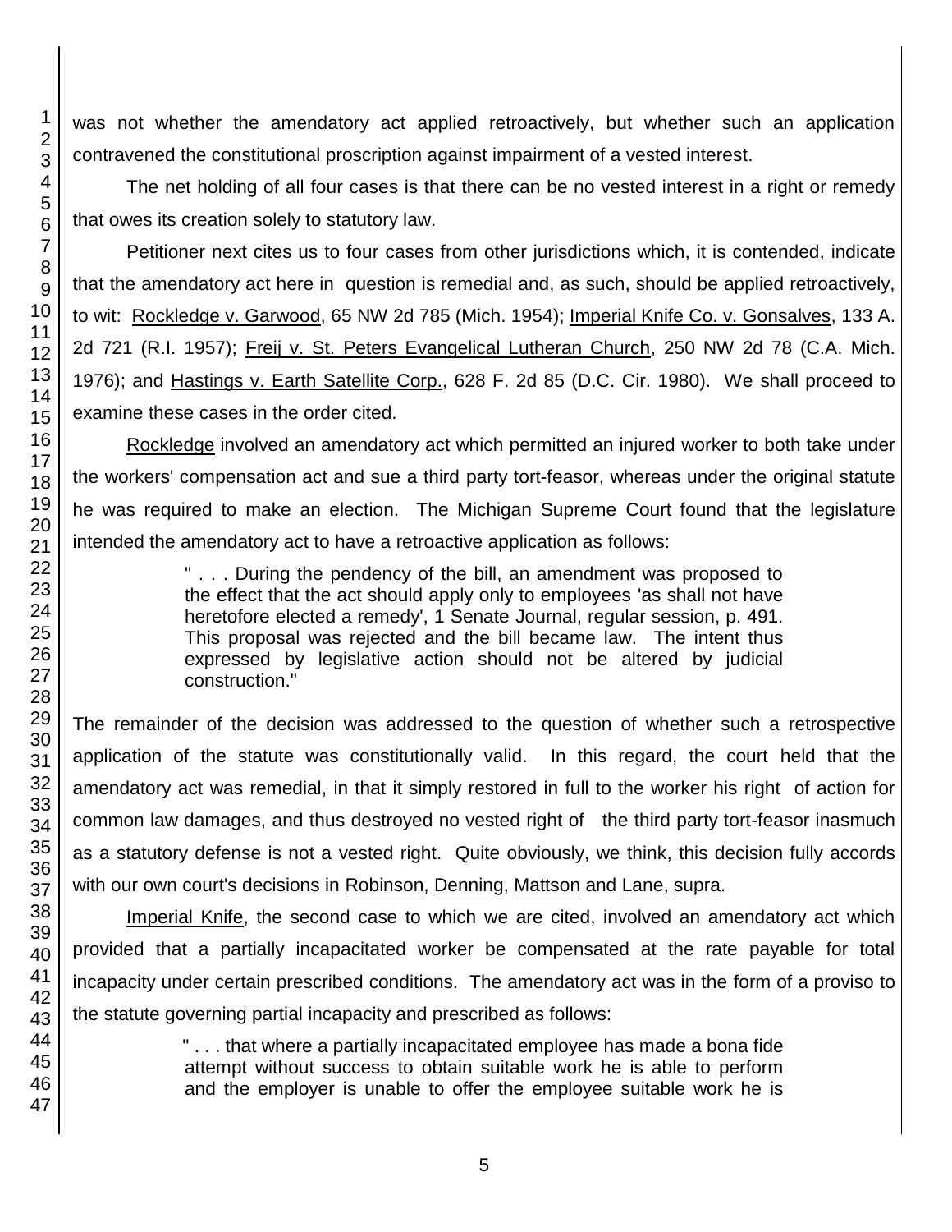was not whether the amendatory act applied retroactively, but whether such an application contravened the constitutional proscription against impairment of a vested interest.

The net holding of all four cases is that there can be no vested interest in a right or remedy that owes its creation solely to statutory law.

Petitioner next cites us to four cases from other jurisdictions which, it is contended, indicate that the amendatory act here in question is remedial and, as such, should be applied retroactively, to wit: Rockledge v. Garwood, 65 NW 2d 785 (Mich. 1954); Imperial Knife Co. v. Gonsalves, 133 A. 2d 721 (R.I. 1957); Freij v. St. Peters Evangelical Lutheran Church, 250 NW 2d 78 (C.A. Mich. 1976); and Hastings v. Earth Satellite Corp., 628 F. 2d 85 (D.C. Cir. 1980). We shall proceed to examine these cases in the order cited.

Rockledge involved an amendatory act which permitted an injured worker to both take under the workers' compensation act and sue a third party tort-feasor, whereas under the original statute he was required to make an election. The Michigan Supreme Court found that the legislature intended the amendatory act to have a retroactive application as follows:

> " . . . During the pendency of the bill, an amendment was proposed to the effect that the act should apply only to employees 'as shall not have heretofore elected a remedy', 1 Senate Journal, regular session, p. 491. This proposal was rejected and the bill became law. The intent thus expressed by legislative action should not be altered by judicial construction."

The remainder of the decision was addressed to the question of whether such a retrospective application of the statute was constitutionally valid. In this regard, the court held that the amendatory act was remedial, in that it simply restored in full to the worker his right of action for common law damages, and thus destroyed no vested right of the third party tort-feasor inasmuch as a statutory defense is not a vested right. Quite obviously, we think, this decision fully accords with our own court's decisions in Robinson, Denning, Mattson and Lane, supra.

Imperial Knife, the second case to which we are cited, involved an amendatory act which provided that a partially incapacitated worker be compensated at the rate payable for total incapacity under certain prescribed conditions. The amendatory act was in the form of a proviso to the statute governing partial incapacity and prescribed as follows:

> " . . . that where a partially incapacitated employee has made a bona fide attempt without success to obtain suitable work he is able to perform and the employer is unable to offer the employee suitable work he is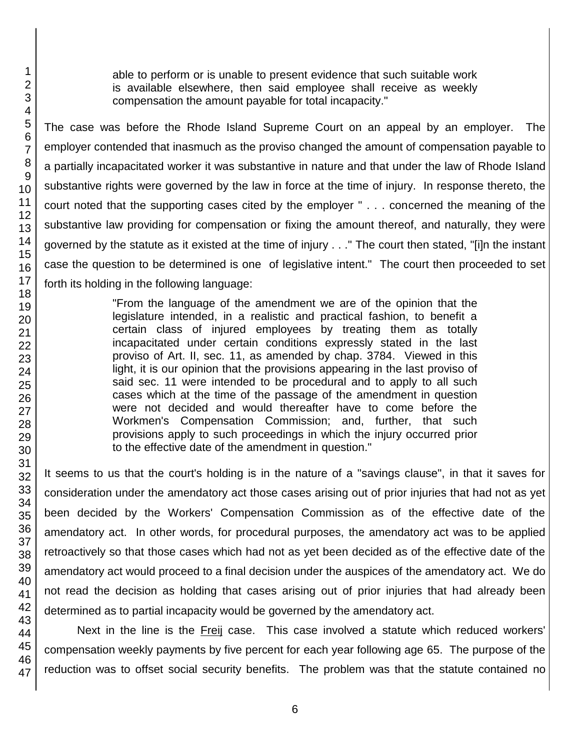> able to perform or is unable to present evidence that such suitable work is available elsewhere, then said employee shall receive as weekly compensation the amount payable for total incapacity."

The case was before the Rhode Island Supreme Court on an appeal by an employer. The employer contended that inasmuch as the proviso changed the amount of compensation payable to a partially incapacitated worker it was substantive in nature and that under the law of Rhode Island substantive rights were governed by the law in force at the time of injury. In response thereto, the court noted that the supporting cases cited by the employer " . . . concerned the meaning of the substantive law providing for compensation or fixing the amount thereof, and naturally, they were governed by the statute as it existed at the time of injury . . ." The court then stated, "[i]n the instant case the question to be determined is one of legislative intent." The court then proceeded to set forth its holding in the following language:

> "From the language of the amendment we are of the opinion that the legislature intended, in a realistic and practical fashion, to benefit a certain class of injured employees by treating them as totally incapacitated under certain conditions expressly stated in the last proviso of Art. II, sec. 11, as amended by chap. 3784. Viewed in this light, it is our opinion that the provisions appearing in the last proviso of said sec. 11 were intended to be procedural and to apply to all such cases which at the time of the passage of the amendment in question were not decided and would thereafter have to come before the Workmen's Compensation Commission; and, further, that such provisions apply to such proceedings in which the injury occurred prior to the effective date of the amendment in question."

It seems to us that the court's holding is in the nature of a "savings clause", in that it saves for consideration under the amendatory act those cases arising out of prior injuries that had not as yet been decided by the Workers' Compensation Commission as of the effective date of the amendatory act. In other words, for procedural purposes, the amendatory act was to be applied retroactively so that those cases which had not as yet been decided as of the effective date of the amendatory act would proceed to a final decision under the auspices of the amendatory act. We do not read the decision as holding that cases arising out of prior injuries that had already been determined as to partial incapacity would be governed by the amendatory act.

Next in the line is the Freij case. This case involved a statute which reduced workers' compensation weekly payments by five percent for each year following age 65. The purpose of the reduction was to offset social security benefits. The problem was that the statute contained no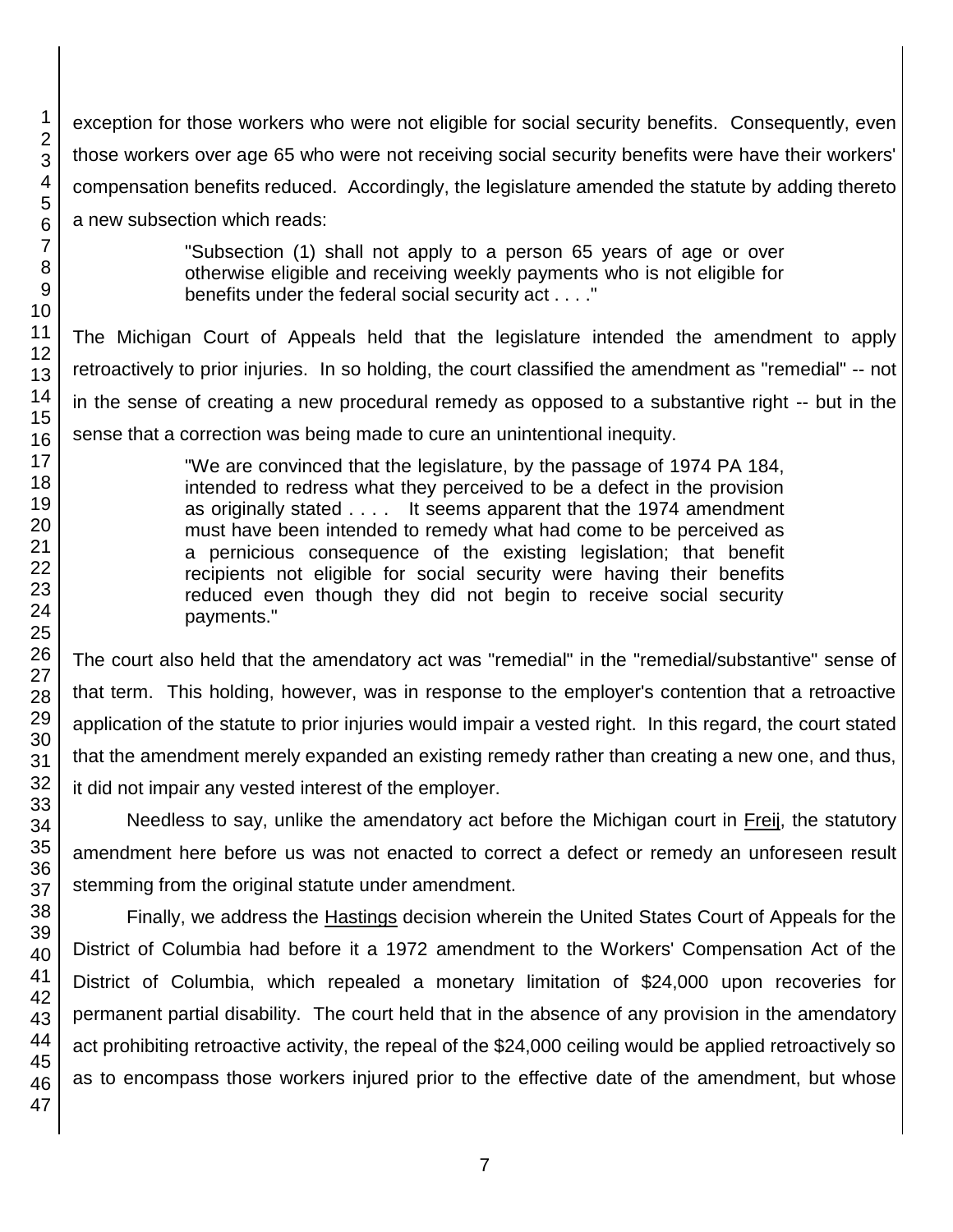exception for those workers who were not eligible for social security benefits. Consequently, even those workers over age 65 who were not receiving social security benefits were have their workers' compensation benefits reduced. Accordingly, the legislature amended the statute by adding thereto a new subsection which reads:

> "Subsection (1) shall not apply to a person 65 years of age or over otherwise eligible and receiving weekly payments who is not eligible for benefits under the federal social security act . . . ."

The Michigan Court of Appeals held that the legislature intended the amendment to apply retroactively to prior injuries. In so holding, the court classified the amendment as "remedial" -- not in the sense of creating a new procedural remedy as opposed to a substantive right -- but in the sense that a correction was being made to cure an unintentional inequity.

> "We are convinced that the legislature, by the passage of 1974 PA 184, intended to redress what they perceived to be a defect in the provision as originally stated . . . . It seems apparent that the 1974 amendment must have been intended to remedy what had come to be perceived as a pernicious consequence of the existing legislation; that benefit recipients not eligible for social security were having their benefits reduced even though they did not begin to receive social security payments."

The court also held that the amendatory act was "remedial" in the "remedial/substantive" sense of that term. This holding, however, was in response to the employer's contention that a retroactive application of the statute to prior injuries would impair a vested right. In this regard, the court stated that the amendment merely expanded an existing remedy rather than creating a new one, and thus, it did not impair any vested interest of the employer.

Needless to say, unlike the amendatory act before the Michigan court in Freij, the statutory amendment here before us was not enacted to correct a defect or remedy an unforeseen result stemming from the original statute under amendment.

Finally, we address the Hastings decision wherein the United States Court of Appeals for the District of Columbia had before it a 1972 amendment to the Workers' Compensation Act of the District of Columbia, which repealed a monetary limitation of $24,000 upon recoveries for permanent partial disability. The court held that in the absence of any provision in the amendatory act prohibiting retroactive activity, the repeal of the $24,000 ceiling would be applied retroactively so as to encompass those workers injured prior to the effective date of the amendment, but whose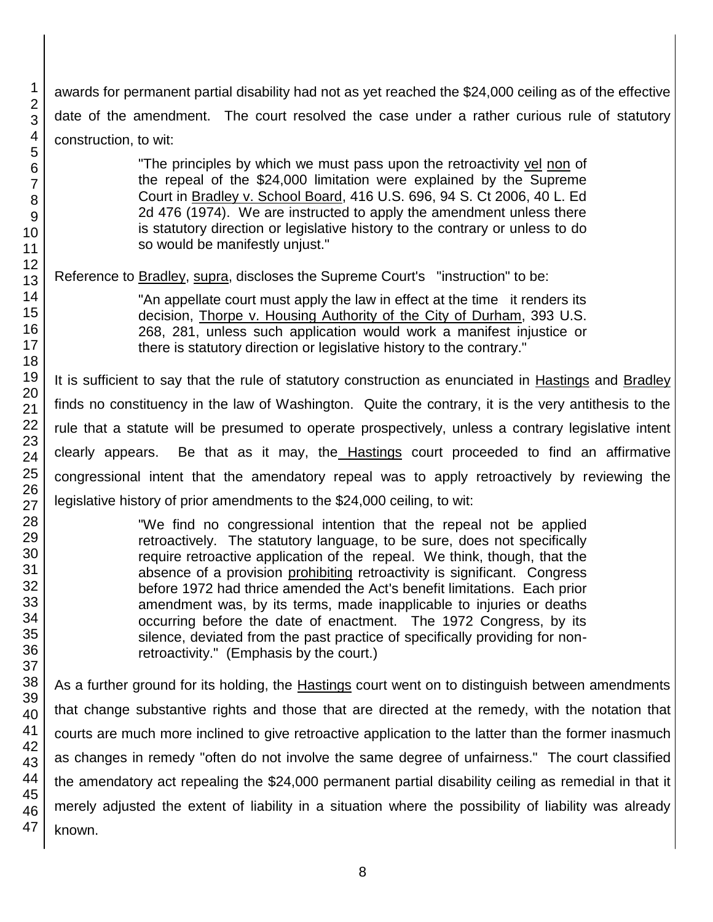awards for permanent partial disability had not as yet reached the $24,000 ceiling as of the effective date of the amendment. The court resolved the case under a rather curious rule of statutory construction, to wit:

> "The principles by which we must pass upon the retroactivity vel non of the repeal of the $24,000 limitation were explained by the Supreme Court in Bradley v. School Board, 416 U.S. 696, 94 S. Ct 2006, 40 L. Ed 2d 476 (1974). We are instructed to apply the amendment unless there is statutory direction or legislative history to the contrary or unless to do so would be manifestly unjust."

Reference to Bradley, supra, discloses the Supreme Court's "instruction" to be:

> "An appellate court must apply the law in effect at the time it renders its decision, Thorpe v. Housing Authority of the City of Durham, 393 U.S. 268, 281, unless such application would work a manifest injustice or there is statutory direction or legislative history to the contrary."

It is sufficient to say that the rule of statutory construction as enunciated in Hastings and Bradley finds no constituency in the law of Washington. Quite the contrary, it is the very antithesis to the rule that a statute will be presumed to operate prospectively, unless a contrary legislative intent clearly appears. Be that as it may, the Hastings court proceeded to find an affirmative congressional intent that the amendatory repeal was to apply retroactively by reviewing the legislative history of prior amendments to the $24,000 ceiling, to wit:

> "We find no congressional intention that the repeal not be applied retroactively. The statutory language, to be sure, does not specifically require retroactive application of the repeal. We think, though, that the absence of a provision prohibiting retroactivity is significant. Congress before 1972 had thrice amended the Act's benefit limitations. Each prior amendment was, by its terms, made inapplicable to injuries or deaths occurring before the date of enactment. The 1972 Congress, by its silence, deviated from the past practice of specifically providing for non-retroactivity." (Emphasis by the court.)

As a further ground for its holding, the Hastings court went on to distinguish between amendments that change substantive rights and those that are directed at the remedy, with the notation that courts are much more inclined to give retroactive application to the latter than the former inasmuch as changes in remedy "often do not involve the same degree of unfairness." The court classified the amendatory act repealing the $24,000 permanent partial disability ceiling as remedial in that it merely adjusted the extent of liability in a situation where the possibility of liability was already known.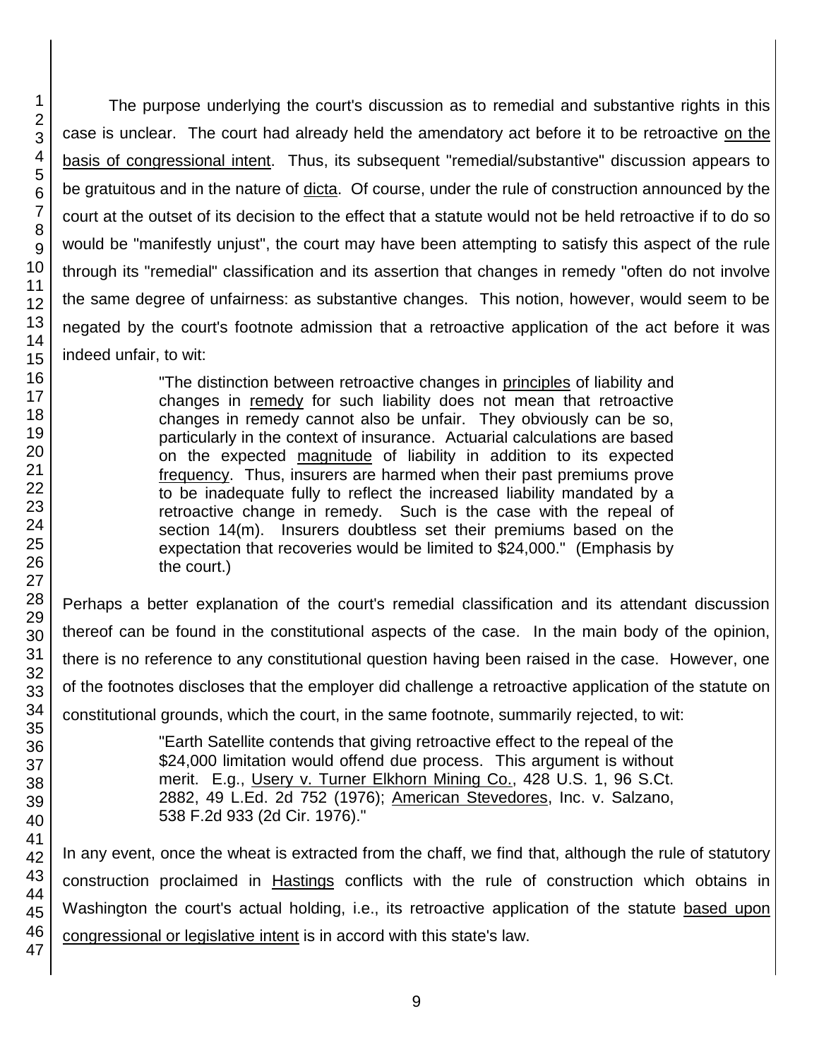The purpose underlying the court's discussion as to remedial and substantive rights in this case is unclear. The court had already held the amendatory act before it to be retroactive on the basis of congressional intent. Thus, its subsequent "remedial/substantive" discussion appears to be gratuitous and in the nature of dicta. Of course, under the rule of construction announced by the court at the outset of its decision to the effect that a statute would not be held retroactive if to do so would be "manifestly unjust", the court may have been attempting to satisfy this aspect of the rule through its "remedial" classification and its assertion that changes in remedy "often do not involve the same degree of unfairness: as substantive changes. This notion, however, would seem to be negated by the court's footnote admission that a retroactive application of the act before it was indeed unfair, to wit:

> "The distinction between retroactive changes in principles of liability and changes in remedy for such liability does not mean that retroactive changes in remedy cannot also be unfair. They obviously can be so, particularly in the context of insurance. Actuarial calculations are based on the expected magnitude of liability in addition to its expected frequency. Thus, insurers are harmed when their past premiums prove to be inadequate fully to reflect the increased liability mandated by a retroactive change in remedy. Such is the case with the repeal of section 14(m). Insurers doubtless set their premiums based on the expectation that recoveries would be limited to $24,000." (Emphasis by the court.)

Perhaps a better explanation of the court's remedial classification and its attendant discussion thereof can be found in the constitutional aspects of the case. In the main body of the opinion, there is no reference to any constitutional question having been raised in the case. However, one of the footnotes discloses that the employer did challenge a retroactive application of the statute on constitutional grounds, which the court, in the same footnote, summarily rejected, to wit:

> "Earth Satellite contends that giving retroactive effect to the repeal of the $24,000 limitation would offend due process. This argument is without merit. E.g., Usery v. Turner Elkhorn Mining Co., 428 U.S. 1, 96 S.Ct. 2882, 49 L.Ed. 2d 752 (1976); American Stevedores, Inc. v. Salzano, 538 F.2d 933 (2d Cir. 1976)."

In any event, once the wheat is extracted from the chaff, we find that, although the rule of statutory construction proclaimed in Hastings conflicts with the rule of construction which obtains in Washington the court's actual holding, i.e., its retroactive application of the statute based upon congressional or legislative intent is in accord with this state's law.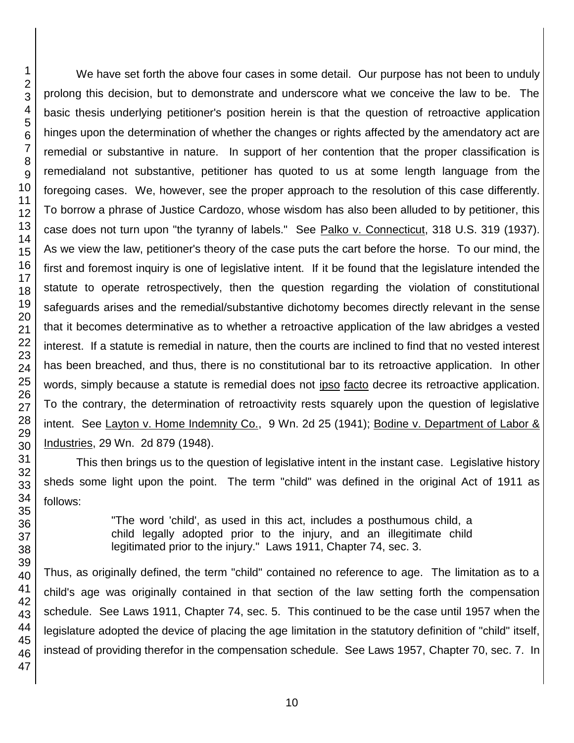We have set forth the above four cases in some detail. Our purpose has not been to unduly prolong this decision, but to demonstrate and underscore what we conceive the law to be. The basic thesis underlying petitioner's position herein is that the question of retroactive application hinges upon the determination of whether the changes or rights affected by the amendatory act are remedial or substantive in nature. In support of her contention that the proper classification is remedialand not substantive, petitioner has quoted to us at some length language from the foregoing cases. We, however, see the proper approach to the resolution of this case differently. To borrow a phrase of Justice Cardozo, whose wisdom has also been alluded to by petitioner, this case does not turn upon "the tyranny of labels." See Palko v. Connecticut, 318 U.S. 319 (1937). As we view the law, petitioner's theory of the case puts the cart before the horse. To our mind, the first and foremost inquiry is one of legislative intent. If it be found that the legislature intended the statute to operate retrospectively, then the question regarding the violation of constitutional safeguards arises and the remedial/substantive dichotomy becomes directly relevant in the sense that it becomes determinative as to whether a retroactive application of the law abridges a vested interest. If a statute is remedial in nature, then the courts are inclined to find that no vested interest has been breached, and thus, there is no constitutional bar to its retroactive application. In other words, simply because a statute is remedial does not ipso facto decree its retroactive application. To the contrary, the determination of retroactivity rests squarely upon the question of legislative intent. See Layton v. Home Indemnity Co., 9 Wn. 2d 25 (1941); Bodine v. Department of Labor & Industries, 29 Wn. 2d 879 (1948).

This then brings us to the question of legislative intent in the instant case. Legislative history sheds some light upon the point. The term "child" was defined in the original Act of 1911 as follows:

> "The word 'child', as used in this act, includes a posthumous child, a child legally adopted prior to the injury, and an illegitimate child legitimated prior to the injury." Laws 1911, Chapter 74, sec. 3.

Thus, as originally defined, the term "child" contained no reference to age. The limitation as to a child's age was originally contained in that section of the law setting forth the compensation schedule. See Laws 1911, Chapter 74, sec. 5. This continued to be the case until 1957 when the legislature adopted the device of placing the age limitation in the statutory definition of "child" itself, instead of providing therefor in the compensation schedule. See Laws 1957, Chapter 70, sec. 7. In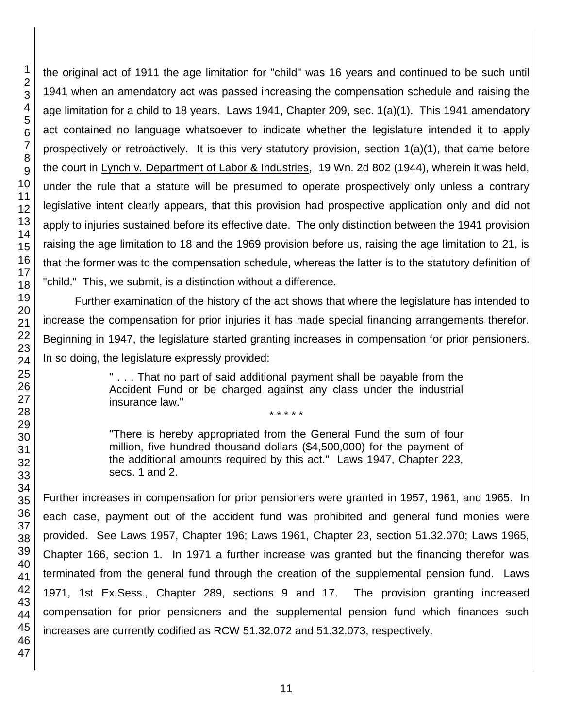the original act of 1911 the age limitation for "child" was 16 years and continued to be such until 1941 when an amendatory act was passed increasing the compensation schedule and raising the age limitation for a child to 18 years. Laws 1941, Chapter 209, sec. 1(a)(1). This 1941 amendatory act contained no language whatsoever to indicate whether the legislature intended it to apply prospectively or retroactively. It is this very statutory provision, section 1(a)(1), that came before the court in Lynch v. Department of Labor & Industries, 19 Wn. 2d 802 (1944), wherein it was held, under the rule that a statute will be presumed to operate prospectively only unless a contrary legislative intent clearly appears, that this provision had prospective application only and did not apply to injuries sustained before its effective date. The only distinction between the 1941 provision raising the age limitation to 18 and the 1969 provision before us, raising the age limitation to 21, is that the former was to the compensation schedule, whereas the latter is to the statutory definition of "child." This, we submit, is a distinction without a difference.

Further examination of the history of the act shows that where the legislature has intended to increase the compensation for prior injuries it has made special financing arrangements therefor. Beginning in 1947, the legislature started granting increases in compensation for prior pensioners. In so doing, the legislature expressly provided:

> " . . . That no part of said additional payment shall be payable from the Accident Fund or be charged against any class under the industrial insurance law."
>
> \* \* \* \* \*
>
> "There is hereby appropriated from the General Fund the sum of four million, five hundred thousand dollars ($4,500,000) for the payment of the additional amounts required by this act." Laws 1947, Chapter 223, secs. 1 and 2.

Further increases in compensation for prior pensioners were granted in 1957, 1961, and 1965. In each case, payment out of the accident fund was prohibited and general fund monies were provided. See Laws 1957, Chapter 196; Laws 1961, Chapter 23, section 51.32.070; Laws 1965, Chapter 166, section 1. In 1971 a further increase was granted but the financing therefor was terminated from the general fund through the creation of the supplemental pension fund. Laws 1971, 1st Ex.Sess., Chapter 289, sections 9 and 17. The provision granting increased compensation for prior pensioners and the supplemental pension fund which finances such increases are currently codified as RCW 51.32.072 and 51.32.073, respectively.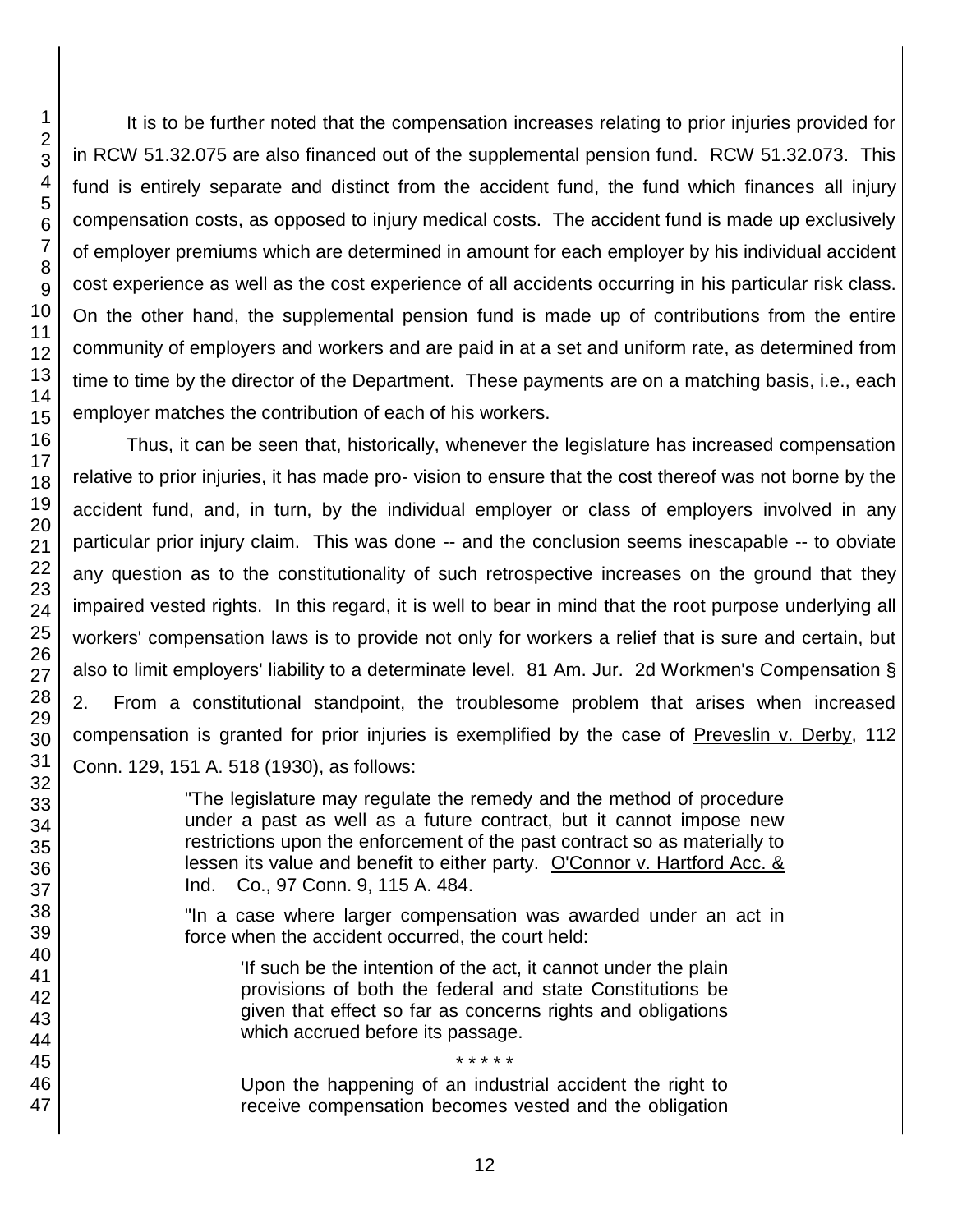It is to be further noted that the compensation increases relating to prior injuries provided for in RCW 51.32.075 are also financed out of the supplemental pension fund. RCW 51.32.073. This fund is entirely separate and distinct from the accident fund, the fund which finances all injury compensation costs, as opposed to injury medical costs. The accident fund is made up exclusively of employer premiums which are determined in amount for each employer by his individual accident cost experience as well as the cost experience of all accidents occurring in his particular risk class. On the other hand, the supplemental pension fund is made up of contributions from the entire community of employers and workers and are paid in at a set and uniform rate, as determined from time to time by the director of the Department. These payments are on a matching basis, i.e., each employer matches the contribution of each of his workers.

Thus, it can be seen that, historically, whenever the legislature has increased compensation relative to prior injuries, it has made pro- vision to ensure that the cost thereof was not borne by the accident fund, and, in turn, by the individual employer or class of employers involved in any particular prior injury claim. This was done -- and the conclusion seems inescapable -- to obviate any question as to the constitutionality of such retrospective increases on the ground that they impaired vested rights. In this regard, it is well to bear in mind that the root purpose underlying all workers' compensation laws is to provide not only for workers a relief that is sure and certain, but also to limit employers' liability to a determinate level. 81 Am. Jur. 2d Workmen's Compensation § 2. From a constitutional standpoint, the troublesome problem that arises when increased compensation is granted for prior injuries is exemplified by the case of Preveslin v. Derby, 112 Conn. 129, 151 A. 518 (1930), as follows:

> "The legislature may regulate the remedy and the method of procedure under a past as well as a future contract, but it cannot impose new restrictions upon the enforcement of the past contract so as materially to lessen its value and benefit to either party. O'Connor v. Hartford Acc. & Ind. Co., 97 Conn. 9, 115 A. 484.
>
> "In a case where larger compensation was awarded under an act in force when the accident occurred, the court held:
>
> > 'If such be the intention of the act, it cannot under the plain provisions of both the federal and state Constitutions be given that effect so far as concerns rights and obligations which accrued before its passage.
> >
> > * * * * *
> >
> > Upon the happening of an industrial accident the right to receive compensation becomes vested and the obligation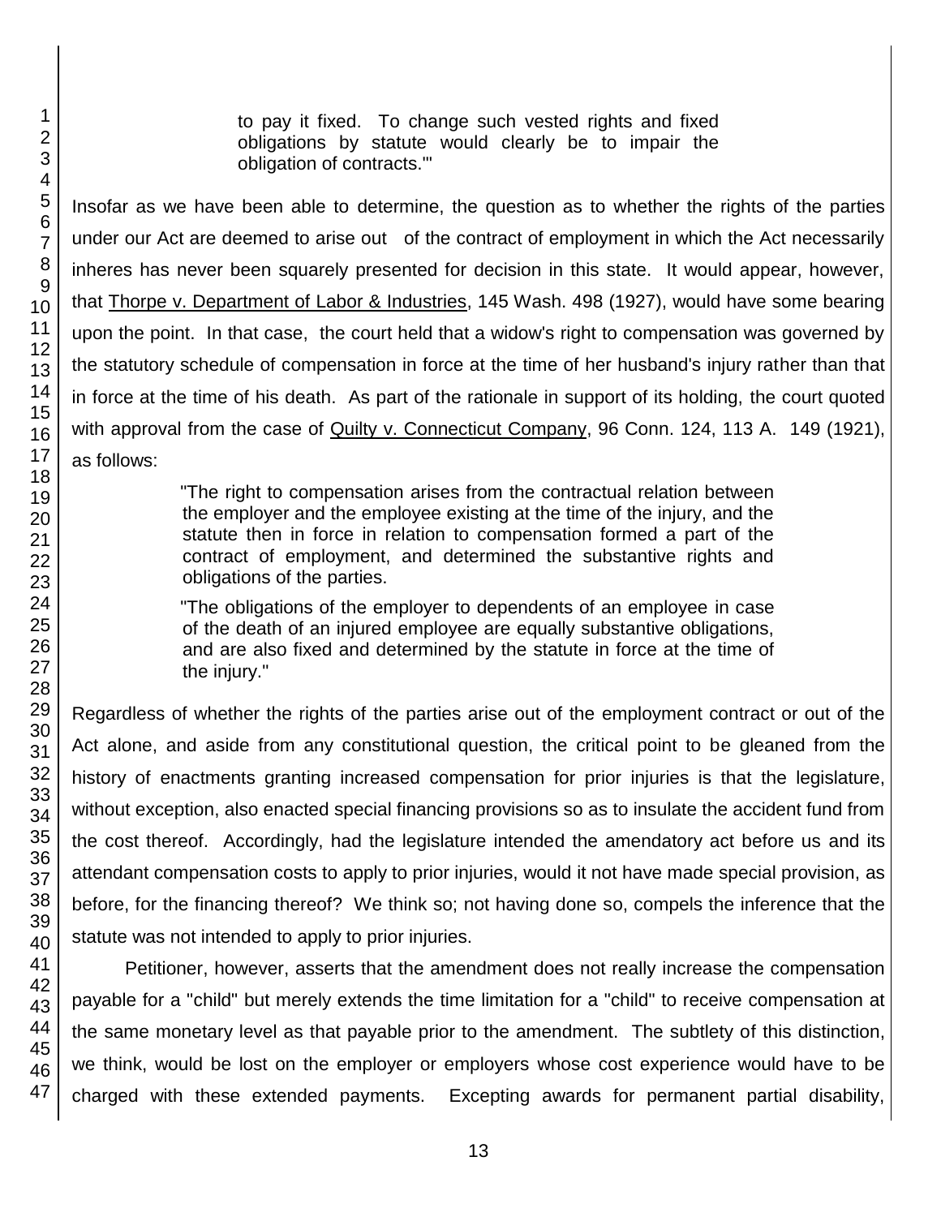> to pay it fixed. To change such vested rights and fixed obligations by statute would clearly be to impair the obligation of contracts.'"

Insofar as we have been able to determine, the question as to whether the rights of the parties under our Act are deemed to arise out of the contract of employment in which the Act necessarily inheres has never been squarely presented for decision in this state. It would appear, however, that Thorpe v. Department of Labor & Industries, 145 Wash. 498 (1927), would have some bearing upon the point. In that case, the court held that a widow's right to compensation was governed by the statutory schedule of compensation in force at the time of her husband's injury rather than that in force at the time of his death. As part of the rationale in support of its holding, the court quoted with approval from the case of Quilty v. Connecticut Company, 96 Conn. 124, 113 A. 149 (1921), as follows:

> "The right to compensation arises from the contractual relation between the employer and the employee existing at the time of the injury, and the statute then in force in relation to compensation formed a part of the contract of employment, and determined the substantive rights and obligations of the parties.
>
> "The obligations of the employer to dependents of an employee in case of the death of an injured employee are equally substantive obligations, and are also fixed and determined by the statute in force at the time of the injury."

Regardless of whether the rights of the parties arise out of the employment contract or out of the Act alone, and aside from any constitutional question, the critical point to be gleaned from the history of enactments granting increased compensation for prior injuries is that the legislature, without exception, also enacted special financing provisions so as to insulate the accident fund from the cost thereof. Accordingly, had the legislature intended the amendatory act before us and its attendant compensation costs to apply to prior injuries, would it not have made special provision, as before, for the financing thereof? We think so; not having done so, compels the inference that the statute was not intended to apply to prior injuries.

Petitioner, however, asserts that the amendment does not really increase the compensation payable for a "child" but merely extends the time limitation for a "child" to receive compensation at the same monetary level as that payable prior to the amendment. The subtlety of this distinction, we think, would be lost on the employer or employers whose cost experience would have to be charged with these extended payments. Excepting awards for permanent partial disability,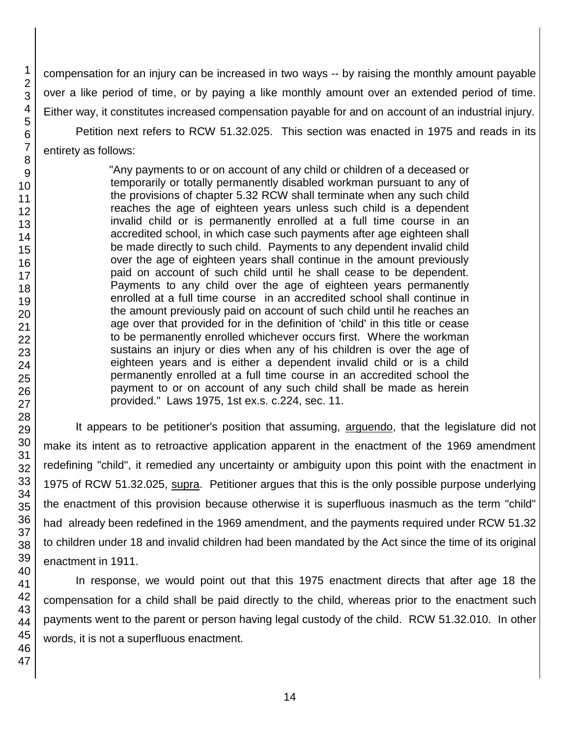compensation for an injury can be increased in two ways -- by raising the monthly amount payable over a like period of time, or by paying a like monthly amount over an extended period of time. Either way, it constitutes increased compensation payable for and on account of an industrial injury.

Petition next refers to RCW 51.32.025. This section was enacted in 1975 and reads in its entirety as follows:

> "Any payments to or on account of any child or children of a deceased or temporarily or totally permanently disabled workman pursuant to any of the provisions of chapter 5.32 RCW shall terminate when any such child reaches the age of eighteen years unless such child is a dependent invalid child or is permanently enrolled at a full time course in an accredited school, in which case such payments after age eighteen shall be made directly to such child. Payments to any dependent invalid child over the age of eighteen years shall continue in the amount previously paid on account of such child until he shall cease to be dependent. Payments to any child over the age of eighteen years permanently enrolled at a full time course in an accredited school shall continue in the amount previously paid on account of such child until he reaches an age over that provided for in the definition of 'child' in this title or cease to be permanently enrolled whichever occurs first. Where the workman sustains an injury or dies when any of his children is over the age of eighteen years and is either a dependent invalid child or is a child permanently enrolled at a full time course in an accredited school the payment to or on account of any such child shall be made as herein provided." Laws 1975, 1st ex.s. c.224, sec. 11.

It appears to be petitioner's position that assuming, arguendo, that the legislature did not make its intent as to retroactive application apparent in the enactment of the 1969 amendment redefining "child", it remedied any uncertainty or ambiguity upon this point with the enactment in 1975 of RCW 51.32.025, supra. Petitioner argues that this is the only possible purpose underlying the enactment of this provision because otherwise it is superfluous inasmuch as the term "child" had already been redefined in the 1969 amendment, and the payments required under RCW 51.32 to children under 18 and invalid children had been mandated by the Act since the time of its original enactment in 1911.

In response, we would point out that this 1975 enactment directs that after age 18 the compensation for a child shall be paid directly to the child, whereas prior to the enactment such payments went to the parent or person having legal custody of the child. RCW 51.32.010. In other words, it is not a superfluous enactment.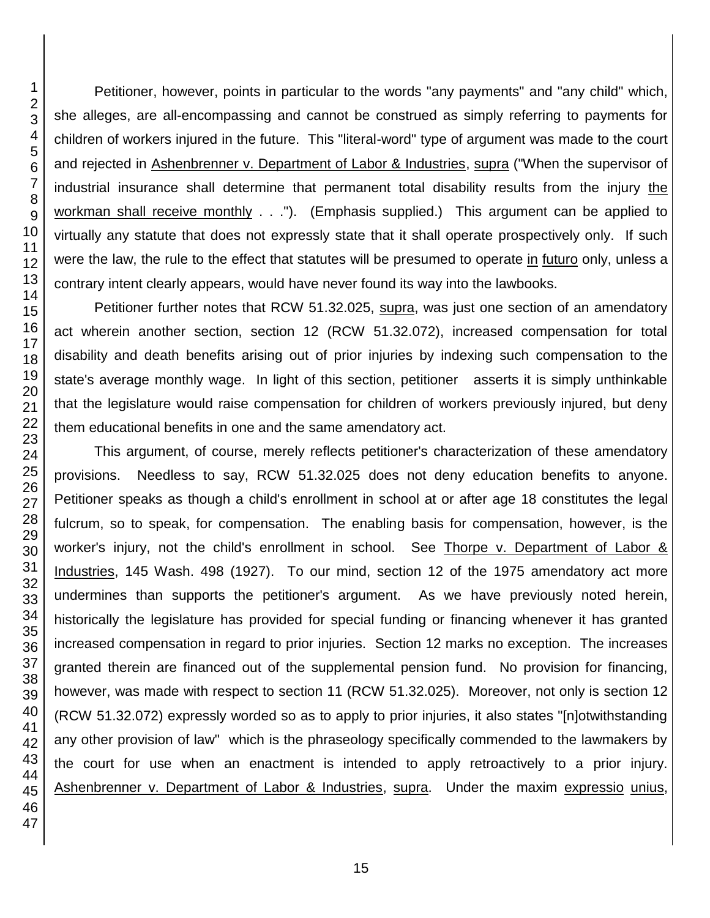Petitioner, however, points in particular to the words "any payments" and "any child" which, she alleges, are all-encompassing and cannot be construed as simply referring to payments for children of workers injured in the future. This "literal-word" type of argument was made to the court and rejected in Ashenbrenner v. Department of Labor & Industries, supra ("When the supervisor of industrial insurance shall determine that permanent total disability results from the injury the workman shall receive monthly . . ."). (Emphasis supplied.) This argument can be applied to virtually any statute that does not expressly state that it shall operate prospectively only. If such were the law, the rule to the effect that statutes will be presumed to operate in futuro only, unless a contrary intent clearly appears, would have never found its way into the lawbooks.

Petitioner further notes that RCW 51.32.025, supra, was just one section of an amendatory act wherein another section, section 12 (RCW 51.32.072), increased compensation for total disability and death benefits arising out of prior injuries by indexing such compensation to the state's average monthly wage. In light of this section, petitioner asserts it is simply unthinkable that the legislature would raise compensation for children of workers previously injured, but deny them educational benefits in one and the same amendatory act.

This argument, of course, merely reflects petitioner's characterization of these amendatory provisions. Needless to say, RCW 51.32.025 does not deny education benefits to anyone. Petitioner speaks as though a child's enrollment in school at or after age 18 constitutes the legal fulcrum, so to speak, for compensation. The enabling basis for compensation, however, is the worker's injury, not the child's enrollment in school. See Thorpe v. Department of Labor & Industries, 145 Wash. 498 (1927). To our mind, section 12 of the 1975 amendatory act more undermines than supports the petitioner's argument. As we have previously noted herein, historically the legislature has provided for special funding or financing whenever it has granted increased compensation in regard to prior injuries. Section 12 marks no exception. The increases granted therein are financed out of the supplemental pension fund. No provision for financing, however, was made with respect to section 11 (RCW 51.32.025). Moreover, not only is section 12 (RCW 51.32.072) expressly worded so as to apply to prior injuries, it also states "[n]otwithstanding any other provision of law" which is the phraseology specifically commended to the lawmakers by the court for use when an enactment is intended to apply retroactively to a prior injury. Ashenbrenner v. Department of Labor & Industries, supra. Under the maxim expressio unius,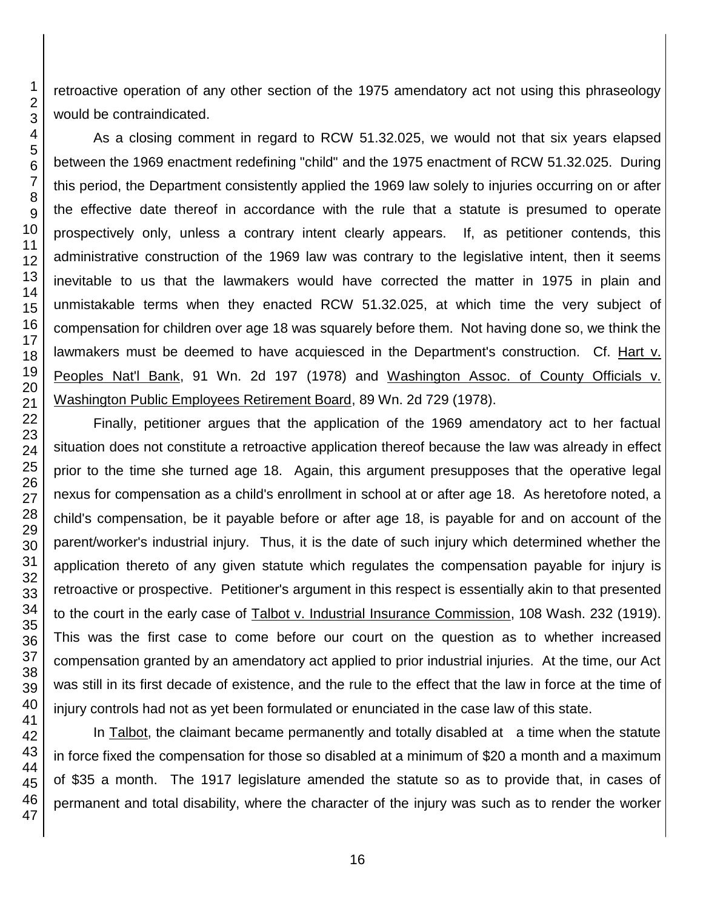retroactive operation of any other section of the 1975 amendatory act not using this phraseology would be contraindicated.

As a closing comment in regard to RCW 51.32.025, we would not that six years elapsed between the 1969 enactment redefining "child" and the 1975 enactment of RCW 51.32.025. During this period, the Department consistently applied the 1969 law solely to injuries occurring on or after the effective date thereof in accordance with the rule that a statute is presumed to operate prospectively only, unless a contrary intent clearly appears. If, as petitioner contends, this administrative construction of the 1969 law was contrary to the legislative intent, then it seems inevitable to us that the lawmakers would have corrected the matter in 1975 in plain and unmistakable terms when they enacted RCW 51.32.025, at which time the very subject of compensation for children over age 18 was squarely before them. Not having done so, we think the lawmakers must be deemed to have acquiesced in the Department's construction. Cf. Hart v. Peoples Nat'l Bank, 91 Wn. 2d 197 (1978) and Washington Assoc. of County Officials v. Washington Public Employees Retirement Board, 89 Wn. 2d 729 (1978).

Finally, petitioner argues that the application of the 1969 amendatory act to her factual situation does not constitute a retroactive application thereof because the law was already in effect prior to the time she turned age 18. Again, this argument presupposes that the operative legal nexus for compensation as a child's enrollment in school at or after age 18. As heretofore noted, a child's compensation, be it payable before or after age 18, is payable for and on account of the parent/worker's industrial injury. Thus, it is the date of such injury which determined whether the application thereto of any given statute which regulates the compensation payable for injury is retroactive or prospective. Petitioner's argument in this respect is essentially akin to that presented to the court in the early case of Talbot v. Industrial Insurance Commission, 108 Wash. 232 (1919). This was the first case to come before our court on the question as to whether increased compensation granted by an amendatory act applied to prior industrial injuries. At the time, our Act was still in its first decade of existence, and the rule to the effect that the law in force at the time of injury controls had not as yet been formulated or enunciated in the case law of this state.

In Talbot, the claimant became permanently and totally disabled at a time when the statute in force fixed the compensation for those so disabled at a minimum of $20 a month and a maximum of $35 a month. The 1917 legislature amended the statute so as to provide that, in cases of permanent and total disability, where the character of the injury was such as to render the worker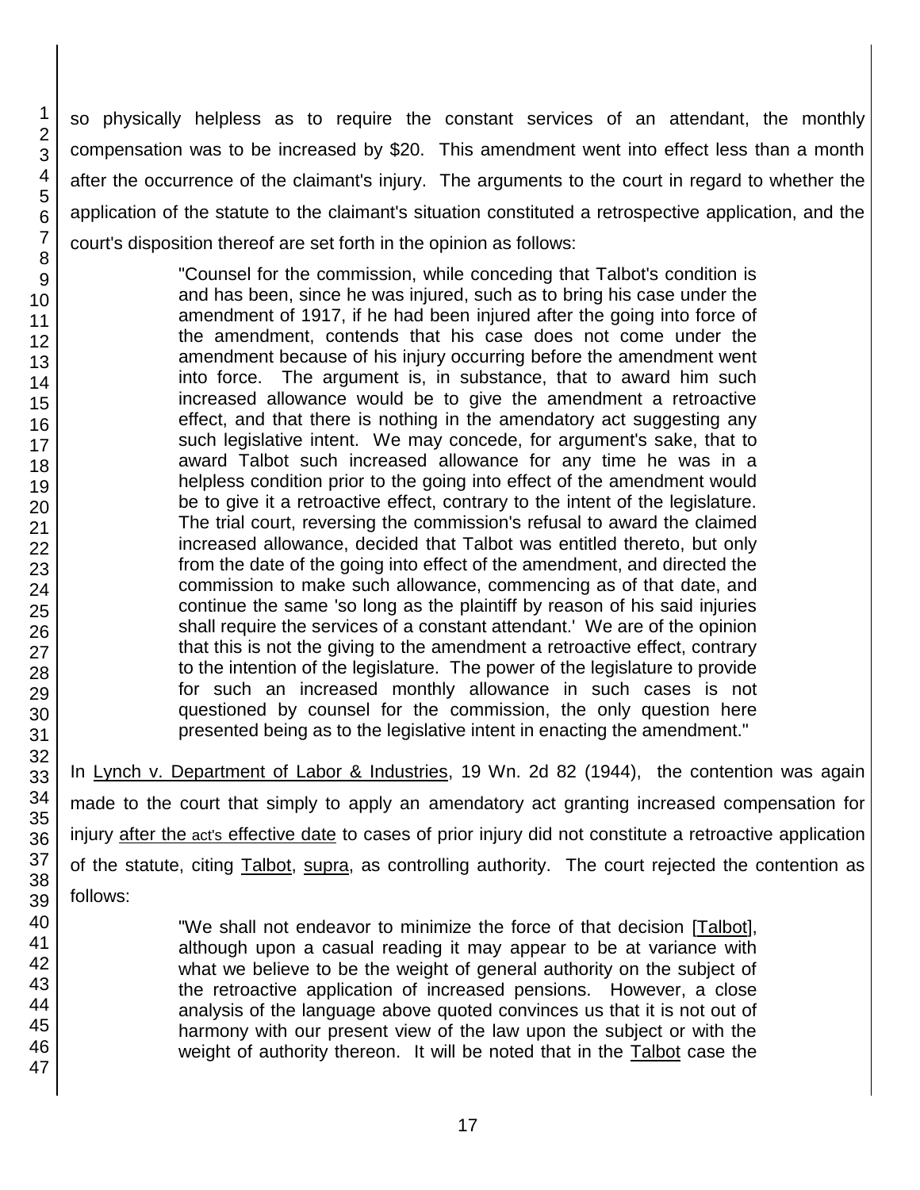so physically helpless as to require the constant services of an attendant, the monthly compensation was to be increased by $20. This amendment went into effect less than a month after the occurrence of the claimant's injury. The arguments to the court in regard to whether the application of the statute to the claimant's situation constituted a retrospective application, and the court's disposition thereof are set forth in the opinion as follows:

> "Counsel for the commission, while conceding that Talbot's condition is and has been, since he was injured, such as to bring his case under the amendment of 1917, if he had been injured after the going into force of the amendment, contends that his case does not come under the amendment because of his injury occurring before the amendment went into force. The argument is, in substance, that to award him such increased allowance would be to give the amendment a retroactive effect, and that there is nothing in the amendatory act suggesting any such legislative intent. We may concede, for argument's sake, that to award Talbot such increased allowance for any time he was in a helpless condition prior to the going into effect of the amendment would be to give it a retroactive effect, contrary to the intent of the legislature. The trial court, reversing the commission's refusal to award the claimed increased allowance, decided that Talbot was entitled thereto, but only from the date of the going into effect of the amendment, and directed the commission to make such allowance, commencing as of that date, and continue the same 'so long as the plaintiff by reason of his said injuries shall require the services of a constant attendant.' We are of the opinion that this is not the giving to the amendment a retroactive effect, contrary to the intention of the legislature. The power of the legislature to provide for such an increased monthly allowance in such cases is not questioned by counsel for the commission, the only question here presented being as to the legislative intent in enacting the amendment."

In Lynch v. Department of Labor & Industries, 19 Wn. 2d 82 (1944), the contention was again made to the court that simply to apply an amendatory act granting increased compensation for injury after the act's effective date to cases of prior injury did not constitute a retroactive application of the statute, citing Talbot, supra, as controlling authority. The court rejected the contention as follows:

> "We shall not endeavor to minimize the force of that decision [Talbot], although upon a casual reading it may appear to be at variance with what we believe to be the weight of general authority on the subject of the retroactive application of increased pensions. However, a close analysis of the language above quoted convinces us that it is not out of harmony with our present view of the law upon the subject or with the weight of authority thereon. It will be noted that in the Talbot case the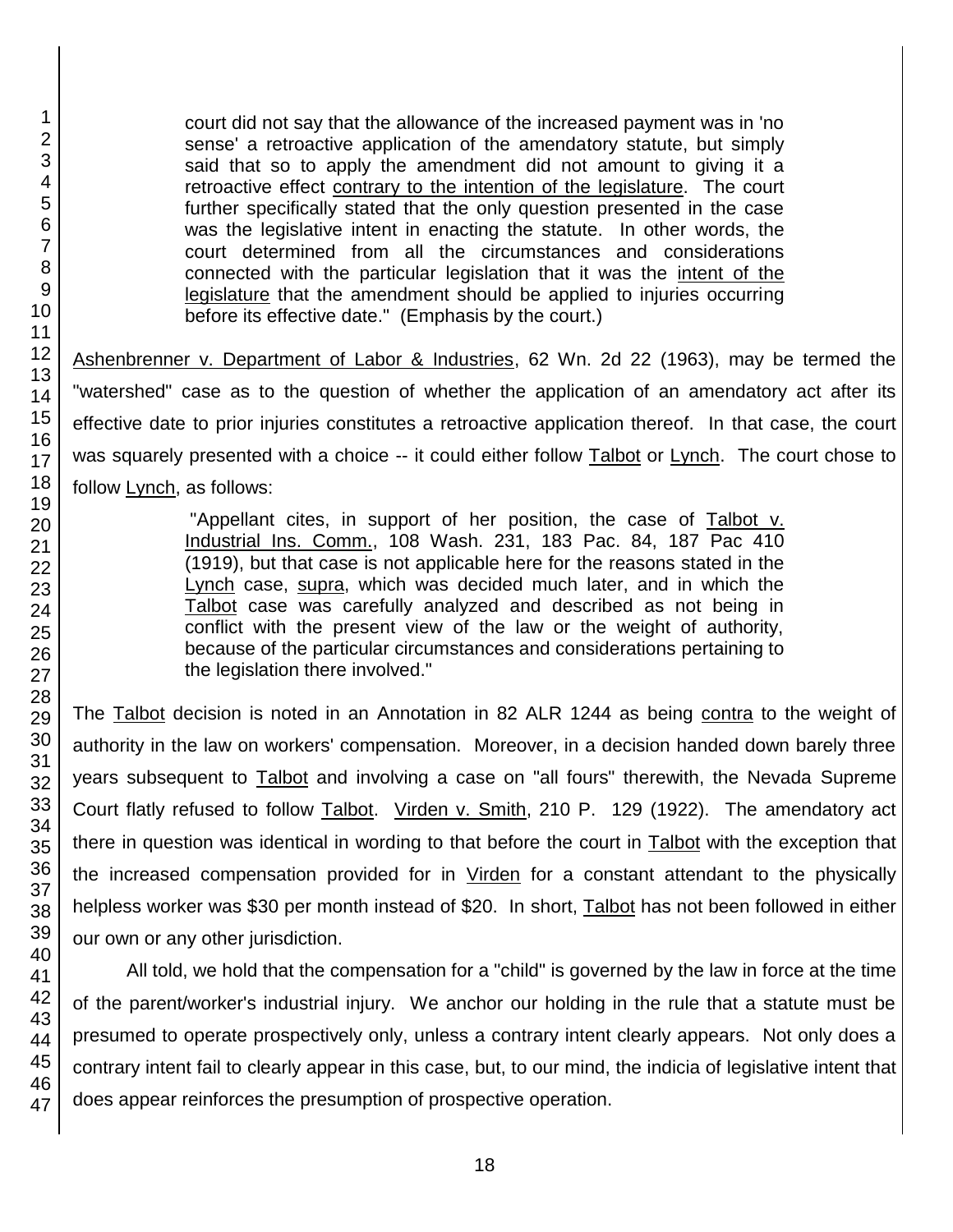> court did not say that the allowance of the increased payment was in 'no sense' a retroactive application of the amendatory statute, but simply said that so to apply the amendment did not amount to giving it a retroactive effect <u>contrary to the intention of the legislature</u>. The court further specifically stated that the only question presented in the case was the legislative intent in enacting the statute. In other words, the court determined from all the circumstances and considerations connected with the particular legislation that it was the <u>intent of the legislature</u> that the amendment should be applied to injuries occurring before its effective date." (Emphasis by the court.)

<u>Ashenbrenner v. Department of Labor & Industries</u>, 62 Wn. 2d 22 (1963), may be termed the "watershed" case as to the question of whether the application of an amendatory act after its effective date to prior injuries constitutes a retroactive application thereof. In that case, the court was squarely presented with a choice -- it could either follow <u>Talbot</u> or <u>Lynch</u>. The court chose to follow <u>Lynch</u>, as follows:

> "Appellant cites, in support of her position, the case of <u>Talbot v. Industrial Ins. Comm.</u>, 108 Wash. 231, 183 Pac. 84, 187 Pac 410 (1919), but that case is not applicable here for the reasons stated in the <u>Lynch</u> case, <u>supra</u>, which was decided much later, and in which the <u>Talbot</u> case was carefully analyzed and described as not being in conflict with the present view of the law or the weight of authority, because of the particular circumstances and considerations pertaining to the legislation there involved."

The <u>Talbot</u> decision is noted in an Annotation in 82 ALR 1244 as being <u>contra</u> to the weight of authority in the law on workers' compensation. Moreover, in a decision handed down barely three years subsequent to <u>Talbot</u> and involving a case on "all fours" therewith, the Nevada Supreme Court flatly refused to follow <u>Talbot</u>. <u>Virden v. Smith</u>, 210 P. 129 (1922). The amendatory act there in question was identical in wording to that before the court in <u>Talbot</u> with the exception that the increased compensation provided for in <u>Virden</u> for a constant attendant to the physically helpless worker was $30 per month instead of $20. In short, <u>Talbot</u> has not been followed in either our own or any other jurisdiction.

All told, we hold that the compensation for a "child" is governed by the law in force at the time of the parent/worker's industrial injury. We anchor our holding in the rule that a statute must be presumed to operate prospectively only, unless a contrary intent clearly appears. Not only does a contrary intent fail to clearly appear in this case, but, to our mind, the indicia of legislative intent that does appear reinforces the presumption of prospective operation.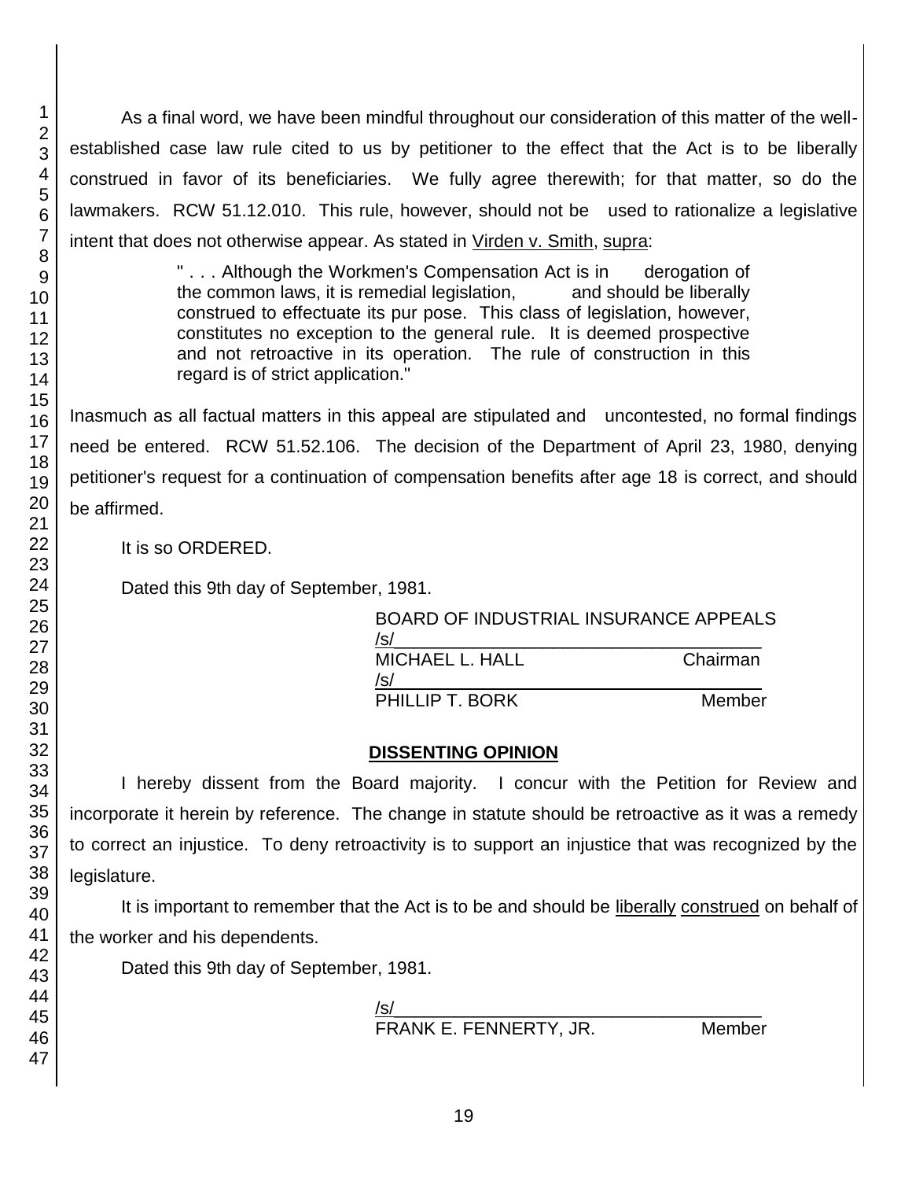As a final word, we have been mindful throughout our consideration of this matter of the well-established case law rule cited to us by petitioner to the effect that the Act is to be liberally construed in favor of its beneficiaries. We fully agree therewith; for that matter, so do the lawmakers. RCW 51.12.010. This rule, however, should not be used to rationalize a legislative intent that does not otherwise appear. As stated in Virden v. Smith, supra:

> " . . . Although the Workmen's Compensation Act is in derogation of the common laws, it is remedial legislation, and should be liberally construed to effectuate its pur pose. This class of legislation, however, constitutes no exception to the general rule. It is deemed prospective and not retroactive in its operation. The rule of construction in this regard is of strict application."

Inasmuch as all factual matters in this appeal are stipulated and uncontested, no formal findings need be entered. RCW 51.52.106. The decision of the Department of April 23, 1980, denying petitioner's request for a continuation of compensation benefits after age 18 is correct, and should be affirmed.

It is so ORDERED.

Dated this 9th day of September, 1981.

BOARD OF INDUSTRIAL INSURANCE APPEALS

/s/
MICHAEL L. HALL Chairman

/s/
PHILLIP T. BORK Member

## DISSENTING OPINION

I hereby dissent from the Board majority. I concur with the Petition for Review and incorporate it herein by reference. The change in statute should be retroactive as it was a remedy to correct an injustice. To deny retroactivity is to support an injustice that was recognized by the legislature.

It is important to remember that the Act is to be and should be liberally construed on behalf of the worker and his dependents.

Dated this 9th day of September, 1981.

/s/
FRANK E. FENNERTY, JR. Member